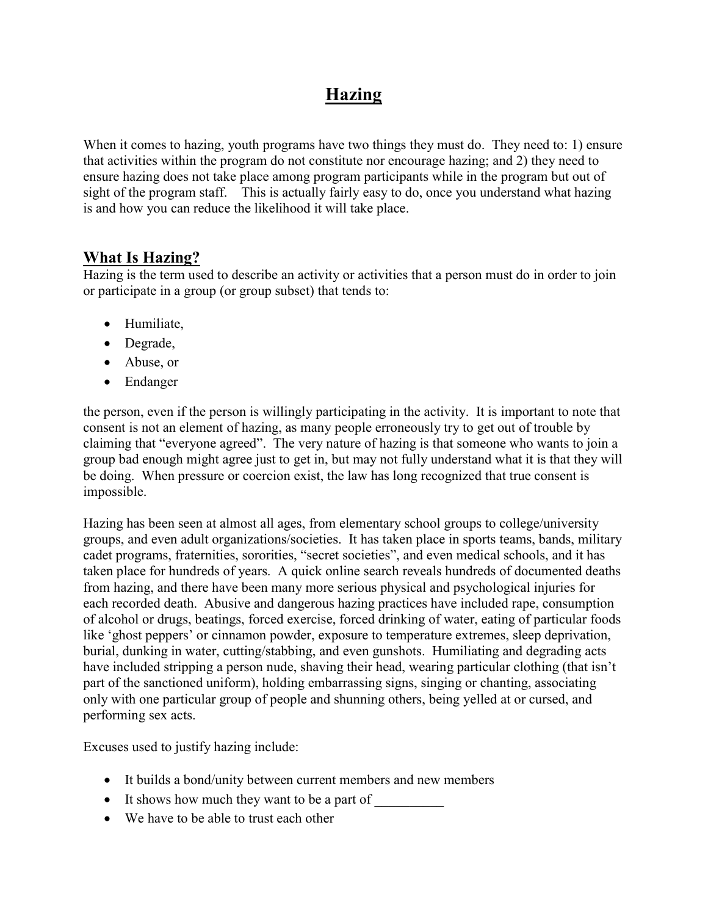# Hazing

When it comes to hazing, youth programs have two things they must do. They need to: 1) ensure that activities within the program do not constitute nor encourage hazing; and 2) they need to ensure hazing does not take place among program participants while in the program but out of sight of the program staff. This is actually fairly easy to do, once you understand what hazing is and how you can reduce the likelihood it will take place.

## What Is Hazing?

Hazing is the term used to describe an activity or activities that a person must do in order to join or participate in a group (or group subset) that tends to:

- Humiliate,
- Degrade,
- Abuse, or
- Endanger

the person, even if the person is willingly participating in the activity. It is important to note that consent is not an element of hazing, as many people erroneously try to get out of trouble by claiming that "everyone agreed". The very nature of hazing is that someone who wants to join a group bad enough might agree just to get in, but may not fully understand what it is that they will be doing. When pressure or coercion exist, the law has long recognized that true consent is impossible.

Hazing has been seen at almost all ages, from elementary school groups to college/university groups, and even adult organizations/societies. It has taken place in sports teams, bands, military cadet programs, fraternities, sororities, "secret societies", and even medical schools, and it has taken place for hundreds of years. A quick online search reveals hundreds of documented deaths from hazing, and there have been many more serious physical and psychological injuries for each recorded death. Abusive and dangerous hazing practices have included rape, consumption of alcohol or drugs, beatings, forced exercise, forced drinking of water, eating of particular foods like 'ghost peppers' or cinnamon powder, exposure to temperature extremes, sleep deprivation, burial, dunking in water, cutting/stabbing, and even gunshots. Humiliating and degrading acts have included stripping a person nude, shaving their head, wearing particular clothing (that isn't part of the sanctioned uniform), holding embarrassing signs, singing or chanting, associating only with one particular group of people and shunning others, being yelled at or cursed, and performing sex acts.

Excuses used to justify hazing include:

- It builds a bond/unity between current members and new members
- It shows how much they want to be a part of __________
- We have to be able to trust each other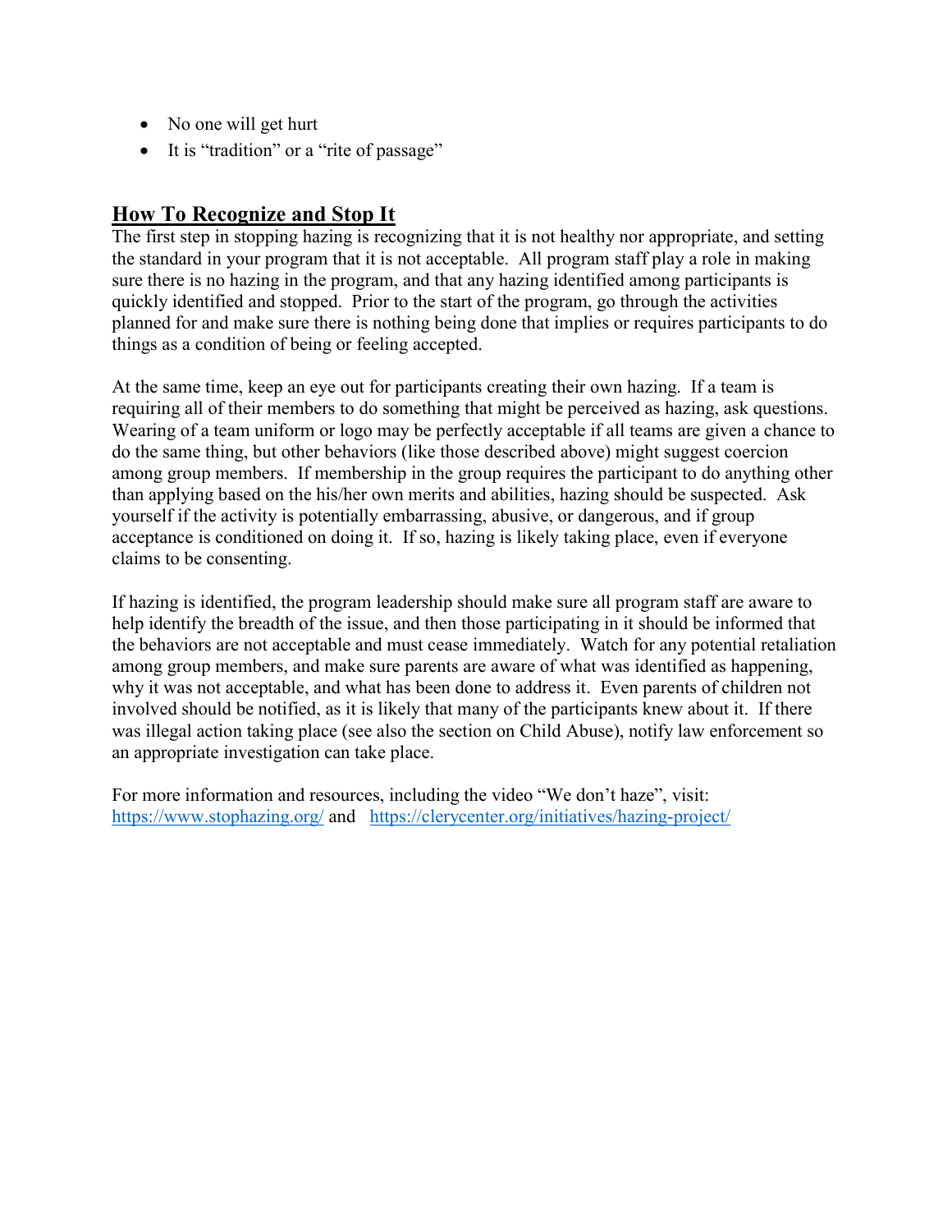- No one will get hurt
- It is "tradition" or a "rite of passage"

## How To Recognize and Stop It

The first step in stopping hazing is recognizing that it is not healthy nor appropriate, and setting the standard in your program that it is not acceptable. All program staff play a role in making sure there is no hazing in the program, and that any hazing identified among participants is quickly identified and stopped. Prior to the start of the program, go through the activities planned for and make sure there is nothing being done that implies or requires participants to do things as a condition of being or feeling accepted.

At the same time, keep an eye out for participants creating their own hazing. If a team is requiring all of their members to do something that might be perceived as hazing, ask questions. Wearing of a team uniform or logo may be perfectly acceptable if all teams are given a chance to do the same thing, but other behaviors (like those described above) might suggest coercion among group members. If membership in the group requires the participant to do anything other than applying based on the his/her own merits and abilities, hazing should be suspected. Ask yourself if the activity is potentially embarrassing, abusive, or dangerous, and if group acceptance is conditioned on doing it. If so, hazing is likely taking place, even if everyone claims to be consenting.

If hazing is identified, the program leadership should make sure all program staff are aware to help identify the breadth of the issue, and then those participating in it should be informed that the behaviors are not acceptable and must cease immediately. Watch for any potential retaliation among group members, and make sure parents are aware of what was identified as happening, why it was not acceptable, and what has been done to address it. Even parents of children not involved should be notified, as it is likely that many of the participants knew about it. If there was illegal action taking place (see also the section on Child Abuse), notify law enforcement so an appropriate investigation can take place.

For more information and resources, including the video "We don't haze", visit: https://www.stophazing.org/ and https://clerycenter.org/initiatives/hazing-project/